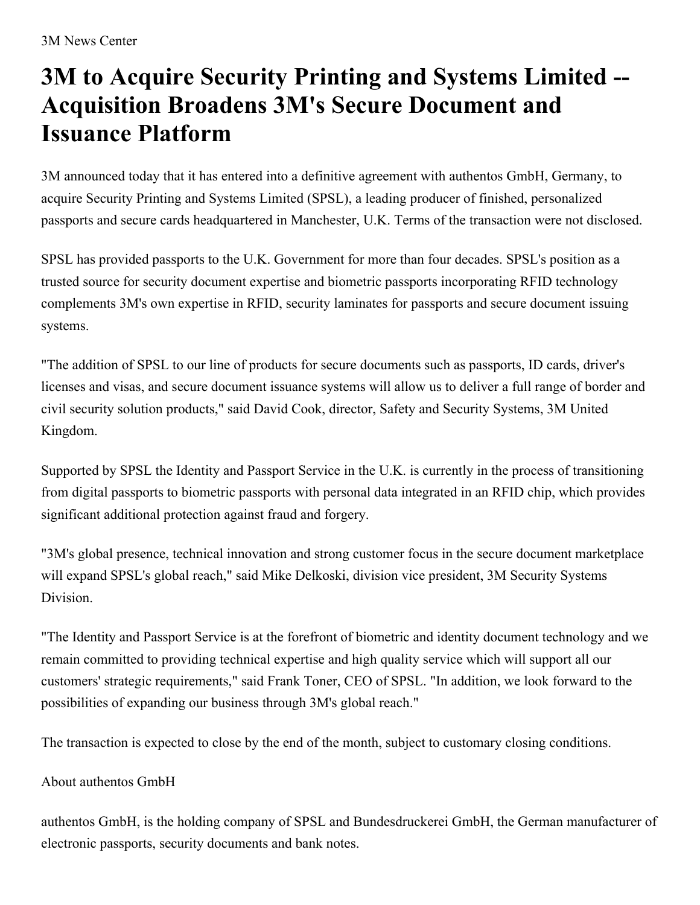3M News Center

# 3M to Acquire Security Printing and Systems Limited -- Acquisition Broadens 3M's Secure Document and Issuance Platform

3M announced today that it has entered into a definitive agreement with authentos GmbH, Germany, to acquire Security Printing and Systems Limited (SPSL), a leading producer of finished, personalized passports and secure cards headquartered in Manchester, U.K. Terms of the transaction were not disclosed.

SPSL has provided passports to the U.K. Government for more than four decades. SPSL's position as a trusted source for security document expertise and biometric passports incorporating RFID technology complements 3M's own expertise in RFID, security laminates for passports and secure document issuing systems.

"The addition of SPSL to our line of products for secure documents such as passports, ID cards, driver's licenses and visas, and secure document issuance systems will allow us to deliver a full range of border and civil security solution products," said David Cook, director, Safety and Security Systems, 3M United Kingdom.

Supported by SPSL the Identity and Passport Service in the U.K. is currently in the process of transitioning from digital passports to biometric passports with personal data integrated in an RFID chip, which provides significant additional protection against fraud and forgery.

"3M's global presence, technical innovation and strong customer focus in the secure document marketplace will expand SPSL's global reach," said Mike Delkoski, division vice president, 3M Security Systems Division.

"The Identity and Passport Service is at the forefront of biometric and identity document technology and we remain committed to providing technical expertise and high quality service which will support all our customers' strategic requirements," said Frank Toner, CEO of SPSL. "In addition, we look forward to the possibilities of expanding our business through 3M's global reach."

The transaction is expected to close by the end of the month, subject to customary closing conditions.

About authentos GmbH

authentos GmbH, is the holding company of SPSL and Bundesdruckerei GmbH, the German manufacturer of electronic passports, security documents and bank notes.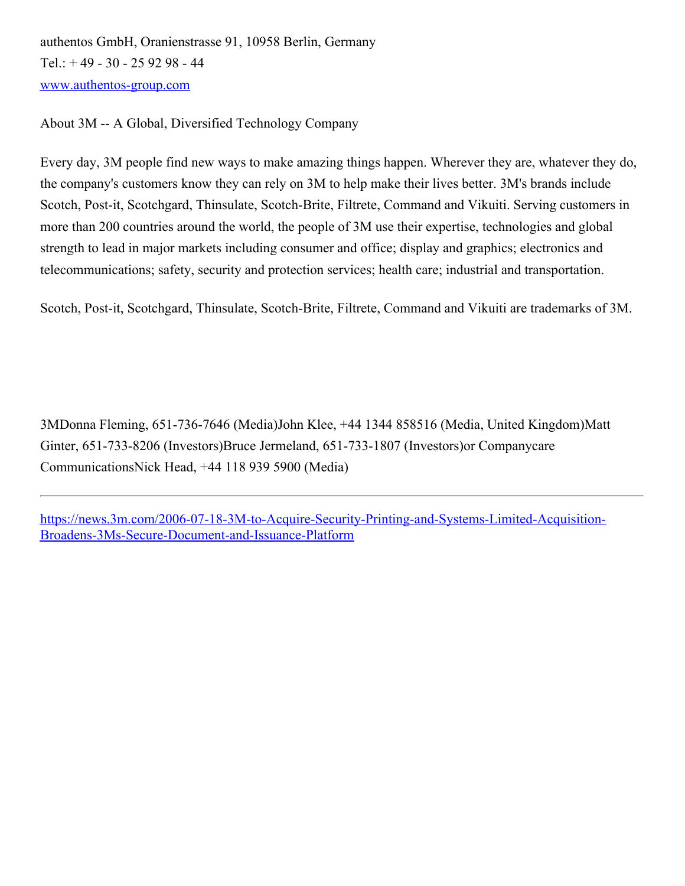authentos GmbH, Oranienstrasse 91, 10958 Berlin, Germany
Tel.: + 49 - 30 - 25 92 98 - 44
[www.authentos-group.com](http://www.authentos-group.com)

About 3M -- A Global, Diversified Technology Company

Every day, 3M people find new ways to make amazing things happen. Wherever they are, whatever they do, the company's customers know they can rely on 3M to help make their lives better. 3M's brands include Scotch, Post-it, Scotchgard, Thinsulate, Scotch-Brite, Filtrete, Command and Vikuiti. Serving customers in more than 200 countries around the world, the people of 3M use their expertise, technologies and global strength to lead in major markets including consumer and office; display and graphics; electronics and telecommunications; safety, security and protection services; health care; industrial and transportation.

Scotch, Post-it, Scotchgard, Thinsulate, Scotch-Brite, Filtrete, Command and Vikuiti are trademarks of 3M.

3MDonna Fleming, 651-736-7646 (Media)John Klee, +44 1344 858516 (Media, United Kingdom)Matt Ginter, 651-733-8206 (Investors)Bruce Jermeland, 651-733-1807 (Investors)or Companycare CommunicationsNick Head, +44 118 939 5900 (Media)

---

[https://news.3m.com/2006-07-18-3M-to-Acquire-Security-Printing-and-Systems-Limited-Acquisition-Broadens-3Ms-Secure-Document-and-Issuance-Platform](https://news.3m.com/2006-07-18-3M-to-Acquire-Security-Printing-and-Systems-Limited-Acquisition-Broadens-3Ms-Secure-Document-and-Issuance-Platform)